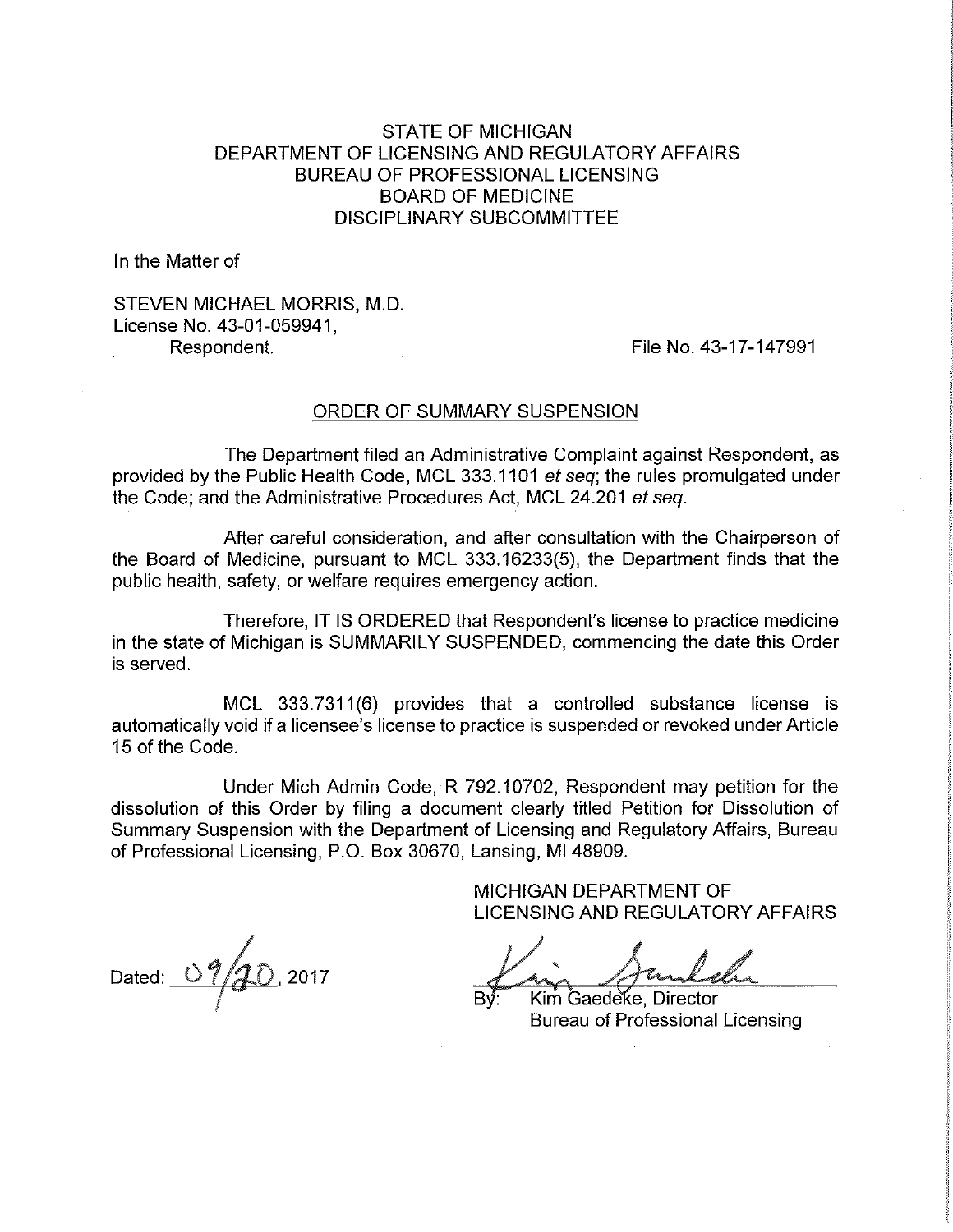STATE OF MICHIGAN
DEPARTMENT OF LICENSING AND REGULATORY AFFAIRS
BUREAU OF PROFESSIONAL LICENSING
BOARD OF MEDICINE
DISCIPLINARY SUBCOMMITTEE

In the Matter of

STEVEN MICHAEL MORRIS, M.D.
License No. 43-01-059941,
Respondent.

File No. 43-17-147991

## ORDER OF SUMMARY SUSPENSION

The Department filed an Administrative Complaint against Respondent, as provided by the Public Health Code, MCL 333.1101 *et seq*; the rules promulgated under the Code; and the Administrative Procedures Act, MCL 24.201 *et seq.*

After careful consideration, and after consultation with the Chairperson of the Board of Medicine, pursuant to MCL 333.16233(5), the Department finds that the public health, safety, or welfare requires emergency action.

Therefore, IT IS ORDERED that Respondent's license to practice medicine in the state of Michigan is SUMMARILY SUSPENDED, commencing the date this Order is served.

MCL 333.7311(6) provides that a controlled substance license is automatically void if a licensee's license to practice is suspended or revoked under Article 15 of the Code.

Under Mich Admin Code, R 792.10702, Respondent may petition for the dissolution of this Order by filing a document clearly titled Petition for Dissolution of Summary Suspension with the Department of Licensing and Regulatory Affairs, Bureau of Professional Licensing, P.O. Box 30670, Lansing, MI 48909.

MICHIGAN DEPARTMENT OF
LICENSING AND REGULATORY AFFAIRS

Dated: 09/20, 2017

By: Kim Gaedeke, Director
Bureau of Professional Licensing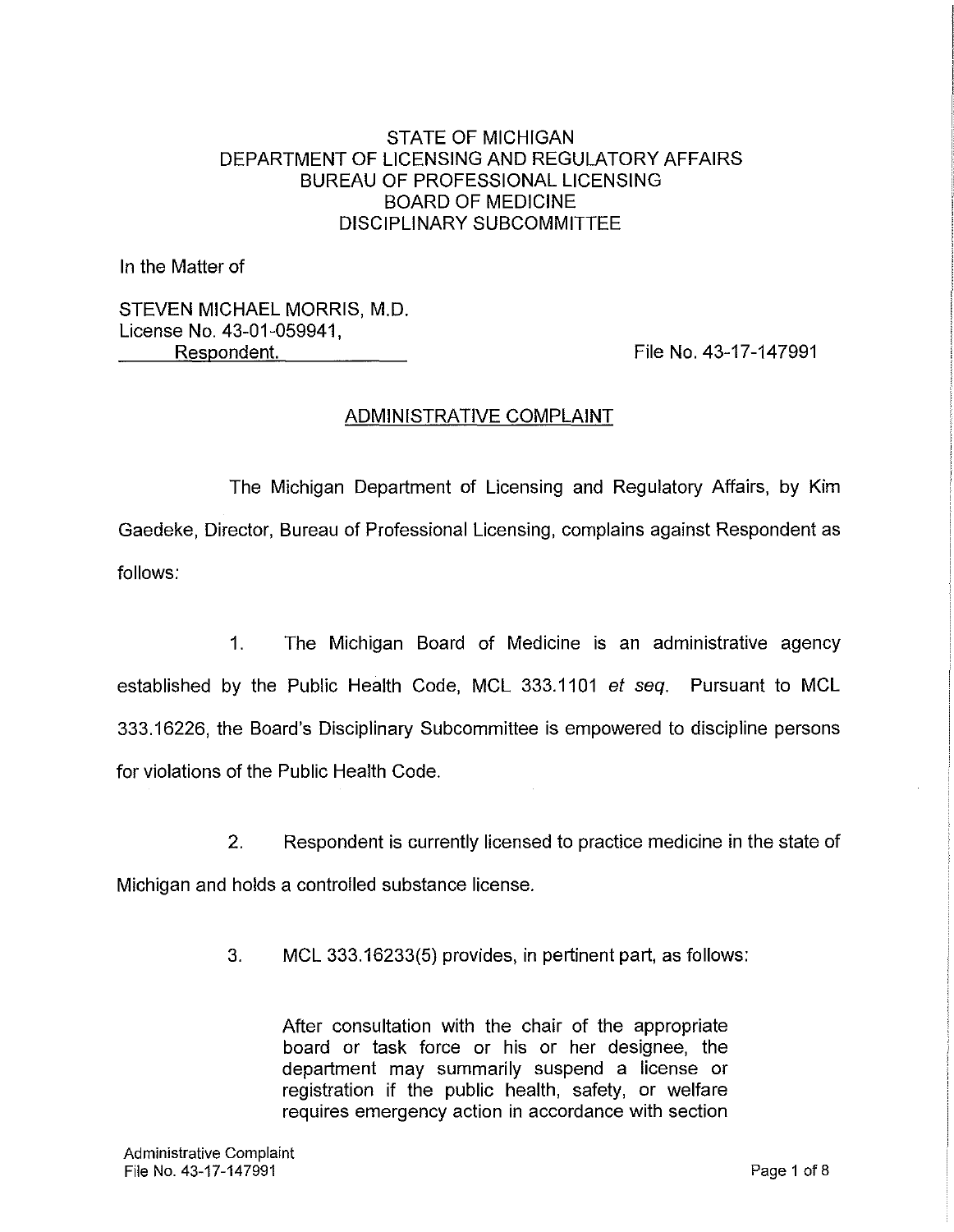STATE OF MICHIGAN
DEPARTMENT OF LICENSING AND REGULATORY AFFAIRS
BUREAU OF PROFESSIONAL LICENSING
BOARD OF MEDICINE
DISCIPLINARY SUBCOMMITTEE

In the Matter of

STEVEN MICHAEL MORRIS, M.D.
License No. 43-01-059941,
Respondent.

File No. 43-17-147991

## ADMINISTRATIVE COMPLAINT

The Michigan Department of Licensing and Regulatory Affairs, by Kim Gaedeke, Director, Bureau of Professional Licensing, complains against Respondent as follows:

1. The Michigan Board of Medicine is an administrative agency established by the Public Health Code, MCL 333.1101 *et seq.* Pursuant to MCL 333.16226, the Board's Disciplinary Subcommittee is empowered to discipline persons for violations of the Public Health Code.

2. Respondent is currently licensed to practice medicine in the state of Michigan and holds a controlled substance license.

3. MCL 333.16233(5) provides, in pertinent part, as follows:

> After consultation with the chair of the appropriate board or task force or his or her designee, the department may summarily suspend a license or registration if the public health, safety, or welfare requires emergency action in accordance with section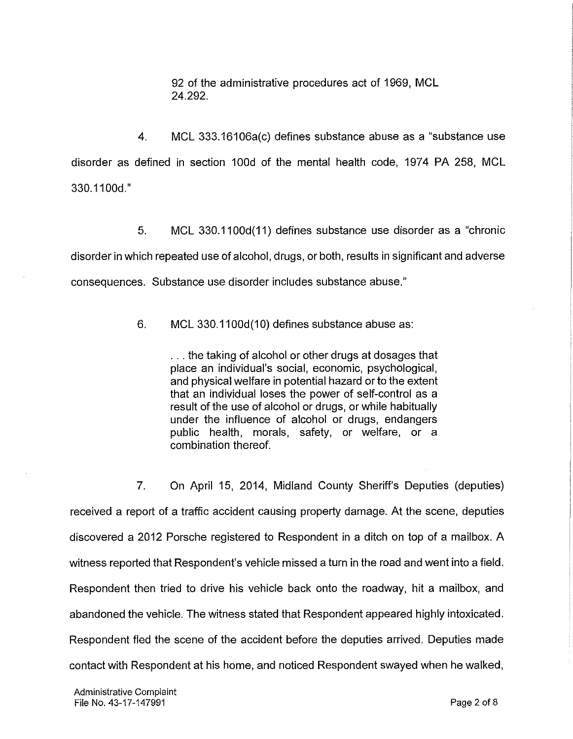92 of the administrative procedures act of 1969, MCL 24.292.

4. MCL 333.16106a(c) defines substance abuse as a "substance use disorder as defined in section 100d of the mental health code, 1974 PA 258, MCL 330.1100d."

5. MCL 330.1100d(11) defines substance use disorder as a "chronic disorder in which repeated use of alcohol, drugs, or both, results in significant and adverse consequences. Substance use disorder includes substance abuse."

6. MCL 330.1100d(10) defines substance abuse as:

> . . . the taking of alcohol or other drugs at dosages that place an individual's social, economic, psychological, and physical welfare in potential hazard or to the extent that an individual loses the power of self-control as a result of the use of alcohol or drugs, or while habitually under the influence of alcohol or drugs, endangers public health, morals, safety, or welfare, or a combination thereof.

7. On April 15, 2014, Midland County Sheriff's Deputies (deputies) received a report of a traffic accident causing property damage. At the scene, deputies discovered a 2012 Porsche registered to Respondent in a ditch on top of a mailbox. A witness reported that Respondent's vehicle missed a turn in the road and went into a field. Respondent then tried to drive his vehicle back onto the roadway, hit a mailbox, and abandoned the vehicle. The witness stated that Respondent appeared highly intoxicated. Respondent fled the scene of the accident before the deputies arrived. Deputies made contact with Respondent at his home, and noticed Respondent swayed when he walked,

Administrative Complaint
File No. 43-17-147991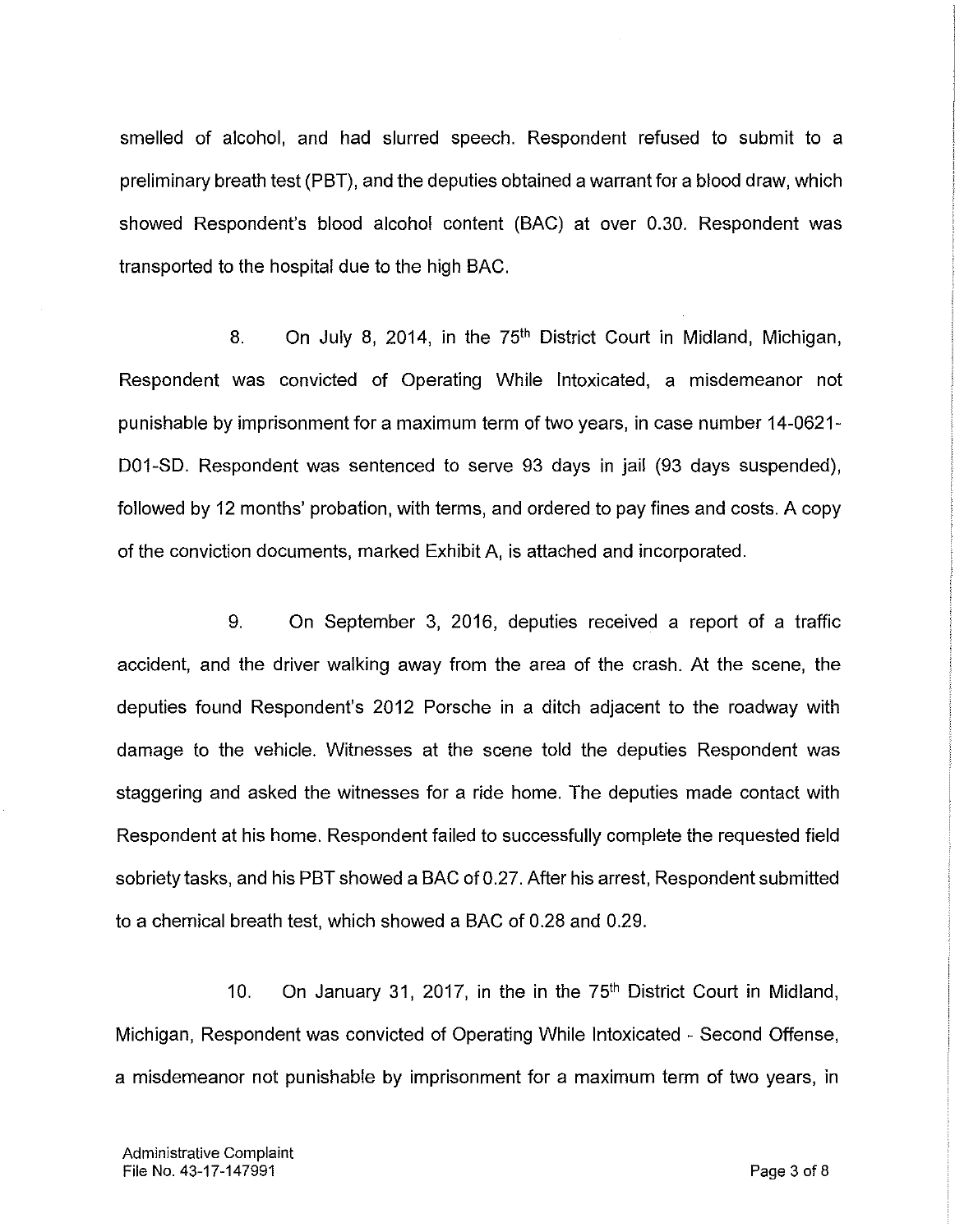smelled of alcohol, and had slurred speech. Respondent refused to submit to a preliminary breath test (PBT), and the deputies obtained a warrant for a blood draw, which showed Respondent's blood alcohol content (BAC) at over 0.30. Respondent was transported to the hospital due to the high BAC.

8. On July 8, 2014, in the 75th District Court in Midland, Michigan, Respondent was convicted of Operating While Intoxicated, a misdemeanor not punishable by imprisonment for a maximum term of two years, in case number 14-0621-D01-SD. Respondent was sentenced to serve 93 days in jail (93 days suspended), followed by 12 months' probation, with terms, and ordered to pay fines and costs. A copy of the conviction documents, marked Exhibit A, is attached and incorporated.

9. On September 3, 2016, deputies received a report of a traffic accident, and the driver walking away from the area of the crash. At the scene, the deputies found Respondent's 2012 Porsche in a ditch adjacent to the roadway with damage to the vehicle. Witnesses at the scene told the deputies Respondent was staggering and asked the witnesses for a ride home. The deputies made contact with Respondent at his home. Respondent failed to successfully complete the requested field sobriety tasks, and his PBT showed a BAC of 0.27. After his arrest, Respondent submitted to a chemical breath test, which showed a BAC of 0.28 and 0.29.

10. On January 31, 2017, in the in the 75th District Court in Midland, Michigan, Respondent was convicted of Operating While Intoxicated - Second Offense, a misdemeanor not punishable by imprisonment for a maximum term of two years, in

Administrative Complaint
File No. 43-17-147991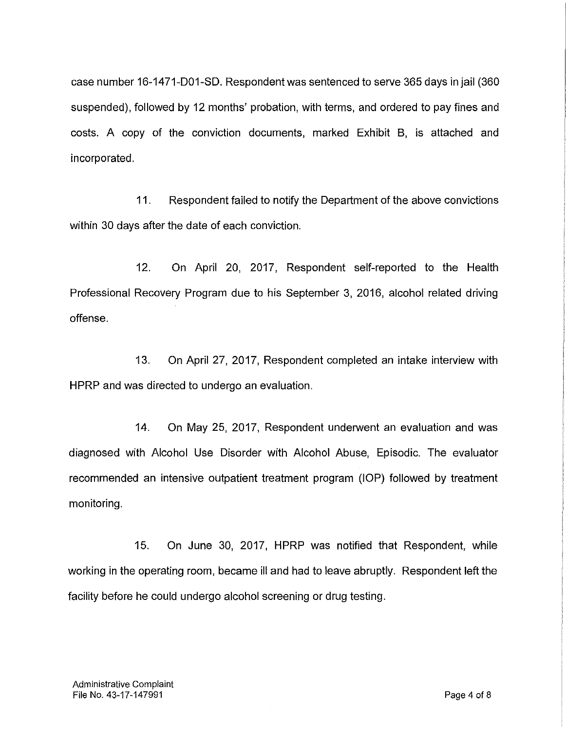case number 16-1471-D01-SD. Respondent was sentenced to serve 365 days in jail (360 suspended), followed by 12 months' probation, with terms, and ordered to pay fines and costs. A copy of the conviction documents, marked Exhibit B, is attached and incorporated.

11. Respondent failed to notify the Department of the above convictions within 30 days after the date of each conviction.

12. On April 20, 2017, Respondent self-reported to the Health Professional Recovery Program due to his September 3, 2016, alcohol related driving offense.

13. On April 27, 2017, Respondent completed an intake interview with HPRP and was directed to undergo an evaluation.

14. On May 25, 2017, Respondent underwent an evaluation and was diagnosed with Alcohol Use Disorder with Alcohol Abuse, Episodic. The evaluator recommended an intensive outpatient treatment program (IOP) followed by treatment monitoring.

15. On June 30, 2017, HPRP was notified that Respondent, while working in the operating room, became ill and had to leave abruptly. Respondent left the facility before he could undergo alcohol screening or drug testing.

Administrative Complaint
File No. 43-17-147991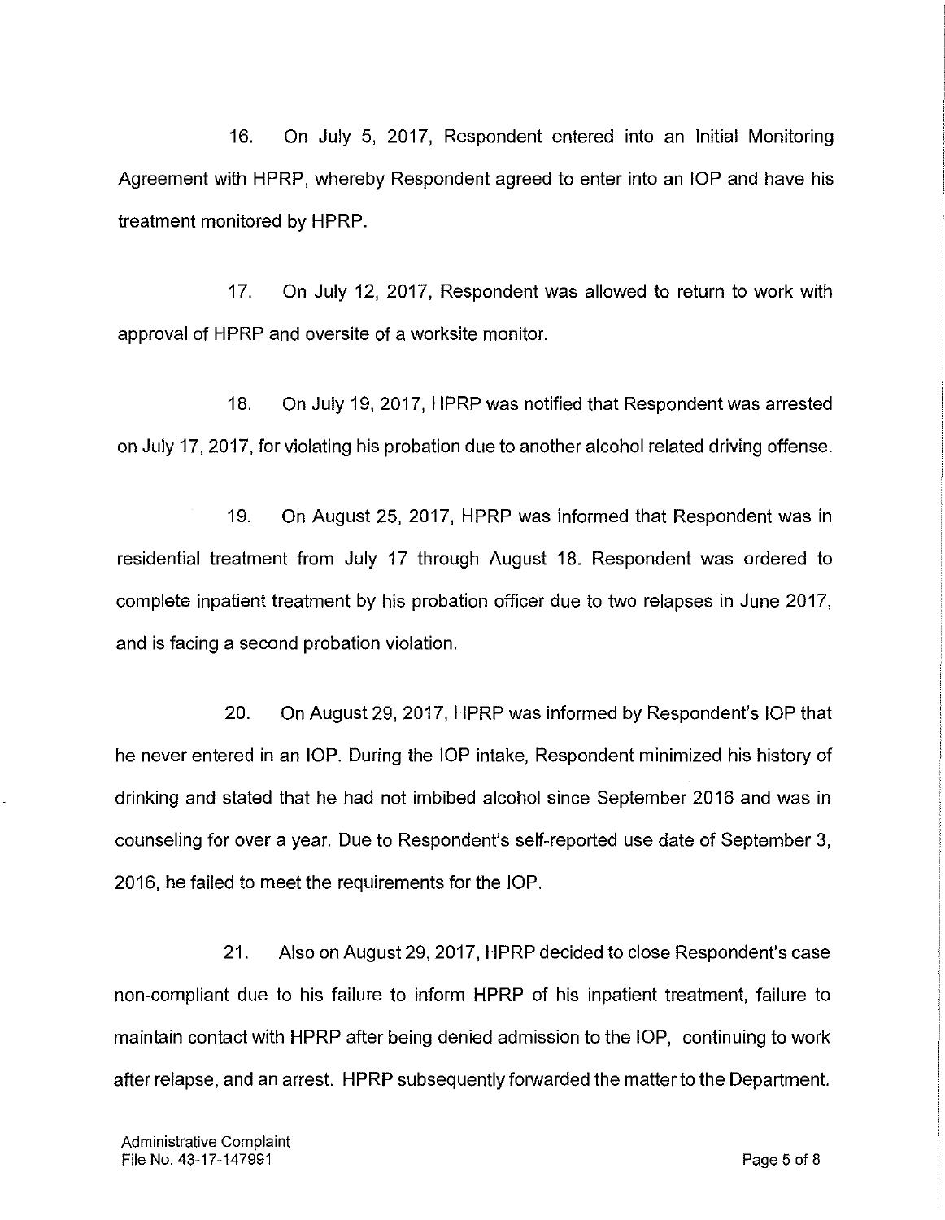16. On July 5, 2017, Respondent entered into an Initial Monitoring Agreement with HPRP, whereby Respondent agreed to enter into an IOP and have his treatment monitored by HPRP.

17. On July 12, 2017, Respondent was allowed to return to work with approval of HPRP and oversite of a worksite monitor.

18. On July 19, 2017, HPRP was notified that Respondent was arrested on July 17, 2017, for violating his probation due to another alcohol related driving offense.

19. On August 25, 2017, HPRP was informed that Respondent was in residential treatment from July 17 through August 18. Respondent was ordered to complete inpatient treatment by his probation officer due to two relapses in June 2017, and is facing a second probation violation.

20. On August 29, 2017, HPRP was informed by Respondent's IOP that he never entered in an IOP. During the IOP intake, Respondent minimized his history of drinking and stated that he had not imbibed alcohol since September 2016 and was in counseling for over a year. Due to Respondent's self-reported use date of September 3, 2016, he failed to meet the requirements for the IOP.

21. Also on August 29, 2017, HPRP decided to close Respondent's case non-compliant due to his failure to inform HPRP of his inpatient treatment, failure to maintain contact with HPRP after being denied admission to the IOP, continuing to work after relapse, and an arrest. HPRP subsequently forwarded the matter to the Department.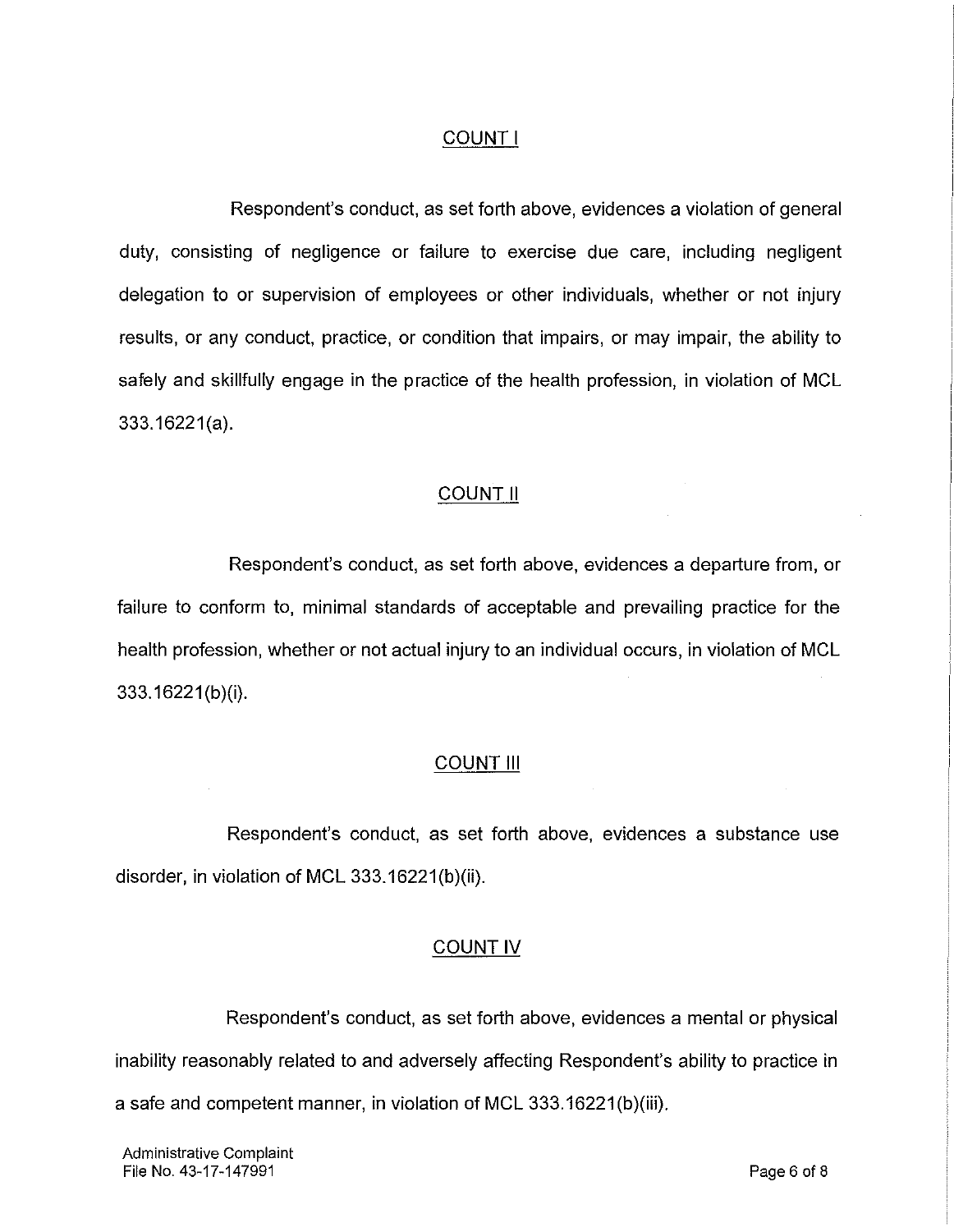## COUNT I

Respondent's conduct, as set forth above, evidences a violation of general duty, consisting of negligence or failure to exercise due care, including negligent delegation to or supervision of employees or other individuals, whether or not injury results, or any conduct, practice, or condition that impairs, or may impair, the ability to safely and skillfully engage in the practice of the health profession, in violation of MCL 333.16221(a).

## COUNT II

Respondent's conduct, as set forth above, evidences a departure from, or failure to conform to, minimal standards of acceptable and prevailing practice for the health profession, whether or not actual injury to an individual occurs, in violation of MCL 333.16221(b)(i).

## COUNT III

Respondent's conduct, as set forth above, evidences a substance use disorder, in violation of MCL 333.16221(b)(ii).

## COUNT IV

Respondent's conduct, as set forth above, evidences a mental or physical inability reasonably related to and adversely affecting Respondent's ability to practice in a safe and competent manner, in violation of MCL 333.16221(b)(iii).

Administrative Complaint
File No. 43-17-147991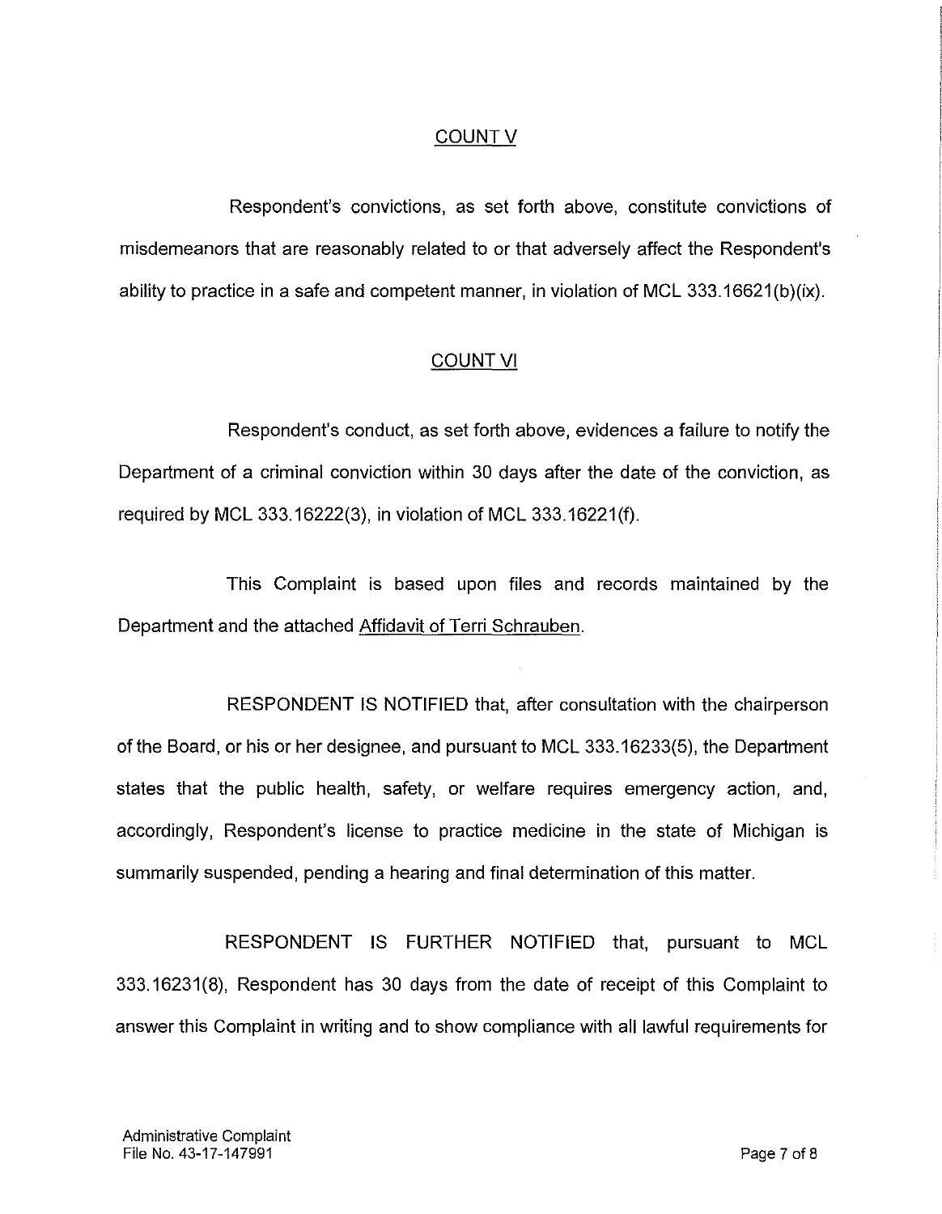## COUNT V

Respondent's convictions, as set forth above, constitute convictions of misdemeanors that are reasonably related to or that adversely affect the Respondent's ability to practice in a safe and competent manner, in violation of MCL 333.16621(b)(ix).

## COUNT VI

Respondent's conduct, as set forth above, evidences a failure to notify the Department of a criminal conviction within 30 days after the date of the conviction, as required by MCL 333.16222(3), in violation of MCL 333.16221(f).

This Complaint is based upon files and records maintained by the Department and the attached Affidavit of Terri Schrauben.

RESPONDENT IS NOTIFIED that, after consultation with the chairperson of the Board, or his or her designee, and pursuant to MCL 333.16233(5), the Department states that the public health, safety, or welfare requires emergency action, and, accordingly, Respondent's license to practice medicine in the state of Michigan is summarily suspended, pending a hearing and final determination of this matter.

RESPONDENT IS FURTHER NOTIFIED that, pursuant to MCL 333.16231(8), Respondent has 30 days from the date of receipt of this Complaint to answer this Complaint in writing and to show compliance with all lawful requirements for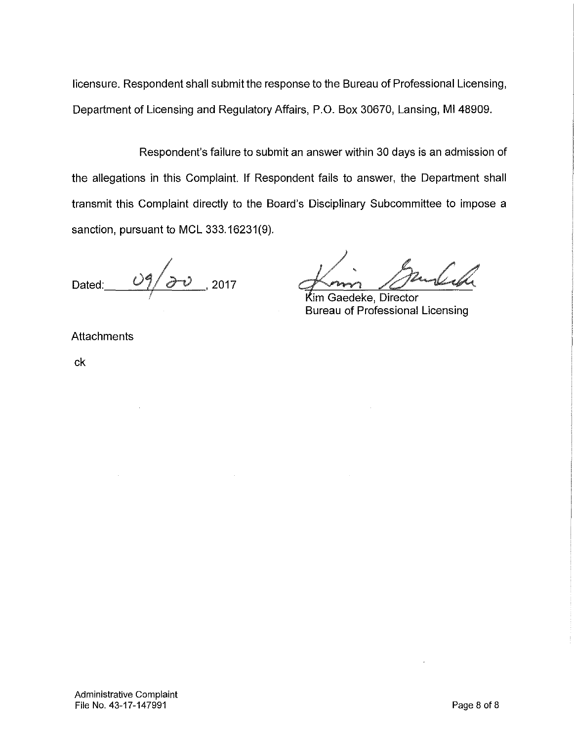licensure. Respondent shall submit the response to the Bureau of Professional Licensing, Department of Licensing and Regulatory Affairs, P.O. Box 30670, Lansing, MI 48909.

Respondent's failure to submit an answer within 30 days is an admission of the allegations in this Complaint. If Respondent fails to answer, the Department shall transmit this Complaint directly to the Board's Disciplinary Subcommittee to impose a sanction, pursuant to MCL 333.16231(9).

Dated: 09/20, 2017

Kim Gaedeke, Director
Bureau of Professional Licensing

Attachments

ck

Administrative Complaint
File No. 43-17-147991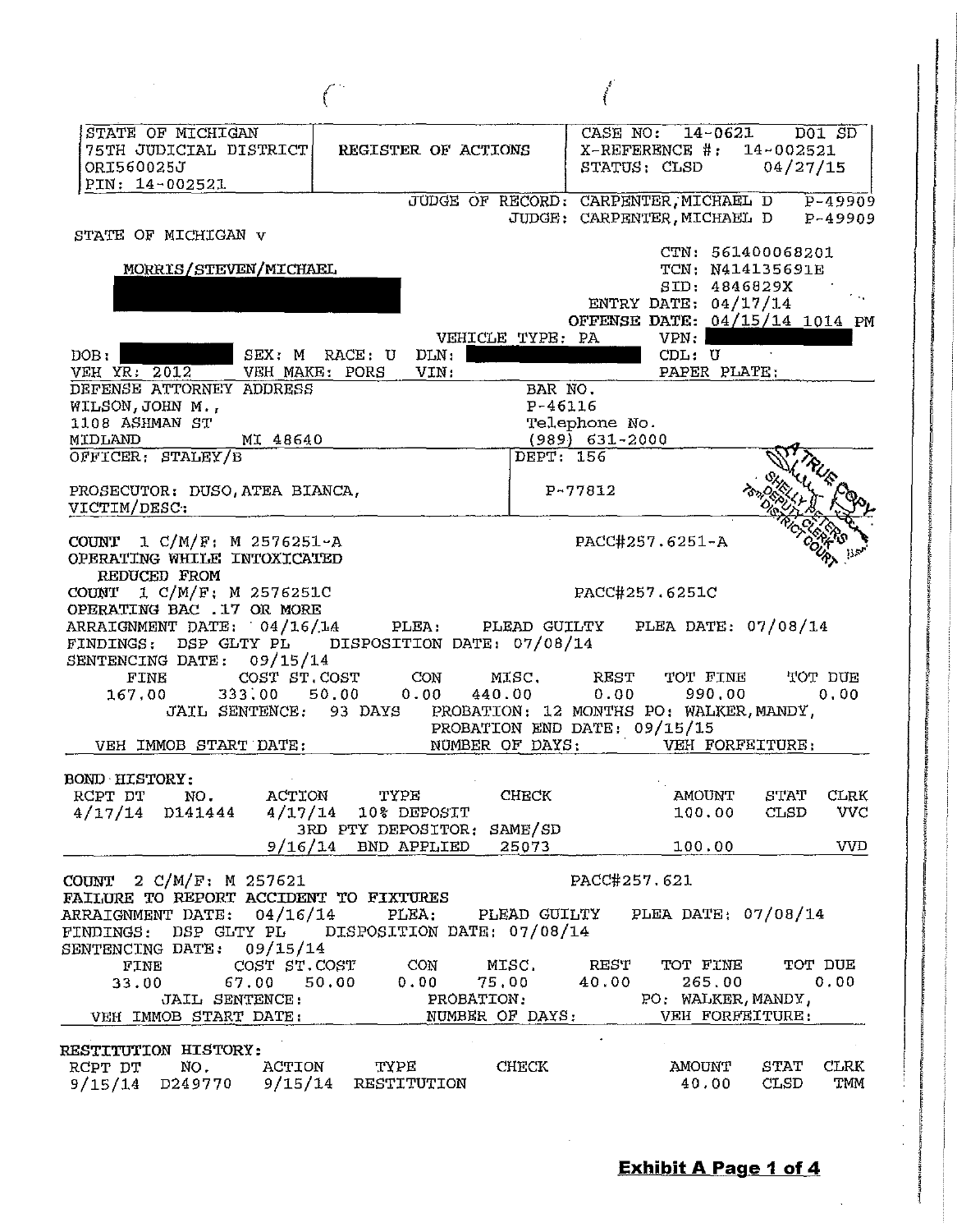| | | |
|---|---|---|
| STATE OF MICHIGAN<br>75TH JUDICIAL DISTRICT<br>ORI560025J<br>PIN: 14-002521 | REGISTER OF ACTIONS | CASE NO: 14-0621 D01 SD<br>X-REFERENCE #: 14-002521<br>STATUS: CLSD 04/27/15 |

JUDGE OF RECORD: CARPENTER,MICHAEL D P-49909
JUDGE: CARPENTER,MICHAEL D P-49909

STATE OF MICHIGAN v

MORRIS/STEVEN/MICHAEL

CTN: 561400068201
TCN: N414135691E
SID: 4846829X
ENTRY DATE: 04/17/14
OFFENSE DATE: 04/15/14 1014 PM

VEHICLE TYPE: PA VPN:
DOB: SEX: M RACE: U DLN: CDL: U
VEH YR: 2012 VEH MAKE: PORS VIN: PAPER PLATE:

| DEFENSE ATTORNEY ADDRESS | BAR NO. |
|---|---|
| WILSON,JOHN M.,<br>1108 ASHMAN ST<br>MIDLAND MI 48640 | P-46116<br>Telephone No.<br>(989) 631-2000 |
| OFFICER: STALEY/B | DEPT: 156 |
| PROSECUTOR: DUSO,ATEA BIANCA,<br>VICTIM/DESC: | P-77812 |

A TRUE COPY SHELLY PETERS DEPUTY CLERK 75TH DISTRICT COURT

COUNT 1 C/M/F: M 2576251-A PACC#257.6251-A
OPERATING WHILE INTOXICATED
REDUCED FROM
COUNT 1 C/M/F: M 2576251C PACC#257.6251C
OPERATING BAC .17 OR MORE
ARRAIGNMENT DATE: 04/16/14 PLEA: PLEAD GUILTY PLEA DATE: 07/08/14
FINDINGS: DSP GLTY PL DISPOSITION DATE: 07/08/14
SENTENCING DATE: 09/15/14

| FINE | COST | ST.COST | CON | MISC. | REST | TOT FINE | TOT DUE |
|---|---|---|---|---|---|---|---|
| 167.00 | 333.00 | 50.00 | 0.00 | 440.00 | 0.00 | 990.00 | 0.00 |

JAIL SENTENCE: 93 DAYS PROBATION: 12 MONTHS PO: WALKER,MANDY,
PROBATION END DATE: 09/15/15
VEH IMMOB START DATE: NUMBER OF DAYS: VEH FORFEITURE:

BOND HISTORY:

| RCPT DT | NO. | ACTION | TYPE | CHECK | AMOUNT | STAT | CLRK |
|---|---|---|---|---|---|---|---|
| 4/17/14 | D141444 | 4/17/14 | 10% DEPOSIT | | 100.00 | CLSD | VVC |
| | | | 3RD PTY DEPOSITOR: SAME/SD | | | | |
| | | 9/16/14 | BND APPLIED | 25073 | 100.00 | | VVD |

COUNT 2 C/M/F: M 257621 PACC#257.621
FAILURE TO REPORT ACCIDENT TO FIXTURES
ARRAIGNMENT DATE: 04/16/14 PLEA: PLEAD GUILTY PLEA DATE: 07/08/14
FINDINGS: DSP GLTY PL DISPOSITION DATE: 07/08/14
SENTENCING DATE: 09/15/14

| FINE | COST | ST.COST | CON | MISC. | REST | TOT FINE | TOT DUE |
|---|---|---|---|---|---|---|---|
| 33.00 | 67.00 | 50.00 | 0.00 | 75.00 | 40.00 | 265.00 | 0.00 |

JAIL SENTENCE: PROBATION: PO: WALKER,MANDY,
VEH IMMOB START DATE: NUMBER OF DAYS: VEH FORFEITURE:

RESTITUTION HISTORY:

| RCPT DT | NO. | ACTION | TYPE | CHECK | AMOUNT | STAT | CLRK |
|---|---|---|---|---|---|---|---|
| 9/15/14 | D249770 | 9/15/14 | RESTITUTION | | 40.00 | CLSD | TMM |

**Exhibit A Page 1 of 4**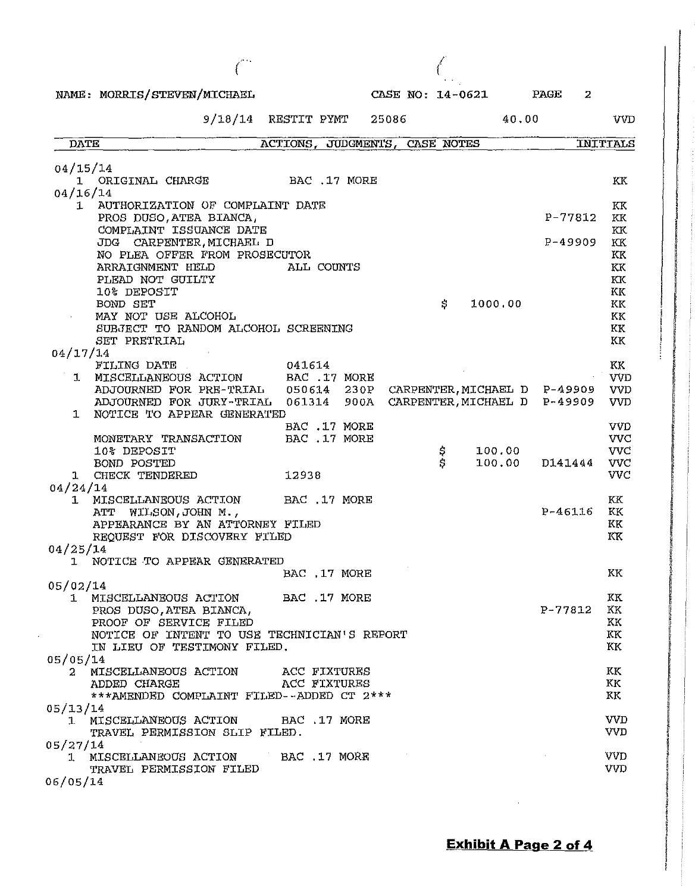NAME: MORRIS/STEVEN/MICHAEL CASE NO: 14-0621 PAGE 2

9/18/14 RESTIT PYMT 25086 40.00 VVD

| DATE | ACTIONS, JUDGMENTS, CASE NOTES | | | | | INITIALS |
|---|---|---|---|---|---|---|
| 04/15/14 | | | | | | |
| 1 | ORIGINAL CHARGE | BAC .17 MORE | | | | KK |
| 04/16/14 | | | | | | |
| 1 | AUTHORIZATION OF COMPLAINT DATE | | | | | KK |
| | PROS DUSO,ATEA BIANCA, | | | | P-77812 | KK |
| | COMPLAINT ISSUANCE DATE | | | | | KK |
| | JDG CARPENTER,MICHAEL D | | | | P-49909 | KK |
| | NO PLEA OFFER FROM PROSECUTOR | | | | | KK |
| | ARRAIGNMENT HELD | ALL COUNTS | | | | KK |
| | PLEAD NOT GUILTY | | | | | KK |
| | 10% DEPOSIT | | | | | KK |
| | BOND SET | | | $ 1000.00 | | KK |
| | MAY NOT USE ALCOHOL | | | | | KK |
| | SUBJECT TO RANDOM ALCOHOL SCREENING | | | | | KK |
| | SET PRETRIAL | | | | | KK |
| 04/17/14 | | | | | | |
| | FILING DATE | 041614 | | | | KK |
| 1 | MISCELLANEOUS ACTION | BAC .17 MORE | | | | VVD |
| | ADJOURNED FOR PRE-TRIAL | 050614 230P | CARPENTER,MICHAEL D | | P-49909 | VVD |
| | ADJOURNED FOR JURY-TRIAL | 061314 900A | CARPENTER,MICHAEL D | | P-49909 | VVD |
| 1 | NOTICE TO APPEAR GENERATED | | | | | |
| | | BAC .17 MORE | | | | VVD |
| | MONETARY TRANSACTION | BAC .17 MORE | | | | VVC |
| | 10% DEPOSIT | | | $ 100.00 | | VVC |
| | BOND POSTED | | | $ 100.00 | D141444 | VVC |
| 1 | CHECK TENDERED | 12938 | | | | VVC |
| 04/24/14 | | | | | | |
| 1 | MISCELLANEOUS ACTION | BAC .17 MORE | | | | KK |
| | ATT WILSON,JOHN M., | | | | P-46116 | KK |
| | APPEARANCE BY AN ATTORNEY FILED | | | | | KK |
| | REQUEST FOR DISCOVERY FILED | | | | | KK |
| 04/25/14 | | | | | | |
| 1 | NOTICE TO APPEAR GENERATED | | | | | |
| | | BAC .17 MORE | | | | KK |
| 05/02/14 | | | | | | |
| 1 | MISCELLANEOUS ACTION | BAC .17 MORE | | | | KK |
| | PROS DUSO,ATEA BIANCA, | | | | P-77812 | KK |
| | PROOF OF SERVICE FILED | | | | | KK |
| | NOTICE OF INTENT TO USE TECHNICIAN'S REPORT | | | | | KK |
| | IN LIEU OF TESTIMONY FILED. | | | | | KK |
| 05/05/14 | | | | | | |
| 2 | MISCELLANEOUS ACTION | ACC FIXTURES | | | | KK |
| | ADDED CHARGE | ACC FIXTURES | | | | KK |
| | ***AMENDED COMPLAINT FILED--ADDED CT 2*** | | | | | KK |
| 05/13/14 | | | | | | |
| 1 | MISCELLANEOUS ACTION | BAC .17 MORE | | | | VVD |
| | TRAVEL PERMISSION SLIP FILED. | | | | | VVD |
| 05/27/14 | | | | | | |
| 1 | MISCELLANEOUS ACTION | BAC .17 MORE | | | | VVD |
| | TRAVEL PERMISSION FILED | | | | | VVD |
| 06/05/14 | | | | | | |

**Exhibit A Page 2 of 4**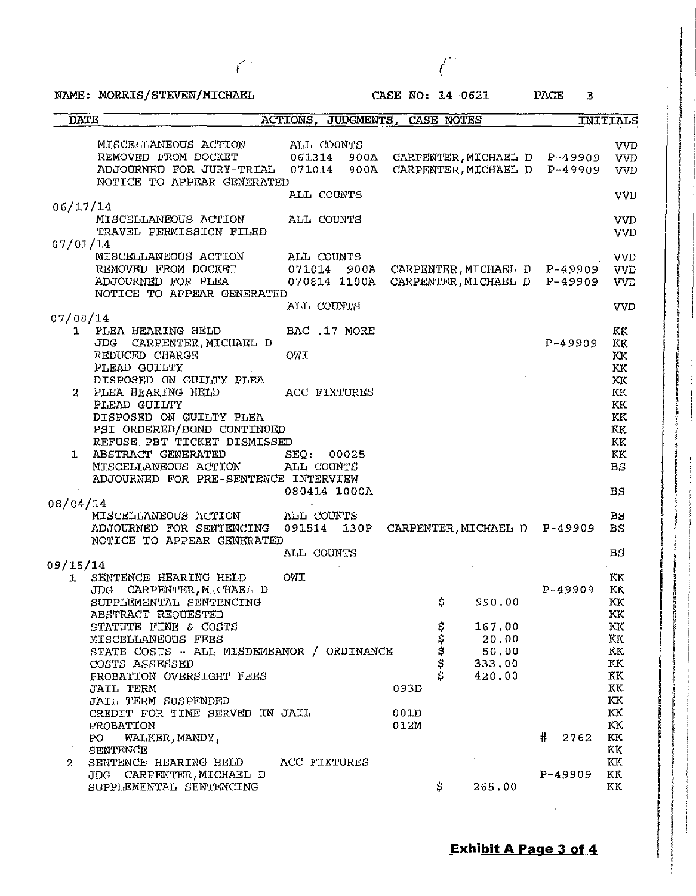NAME: MORRIS/STEVEN/MICHAEL CASE NO: 14-0621 PAGE 3

| DATE | ACTIONS, JUDGMENTS, CASE NOTES | | | | INITIALS |
|---|---|---|---|---|---|
| | MISCELLANEOUS ACTION | ALL COUNTS | | | VVD |
| | REMOVED FROM DOCKET | 061314 900A | CARPENTER, MICHAEL D | P-49909 | VVD |
| | ADJOURNED FOR JURY-TRIAL | 071014 900A | CARPENTER, MICHAEL D | P-49909 | VVD |
| | NOTICE TO APPEAR GENERATED | | | | |
| | | ALL COUNTS | | | VVD |
| 06/17/14 | | | | | |
| | MISCELLANEOUS ACTION | ALL COUNTS | | | VVD |
| | TRAVEL PERMISSION FILED | | | | VVD |
| 07/01/14 | | | | | |
| | MISCELLANEOUS ACTION | ALL COUNTS | | | VVD |
| | REMOVED FROM DOCKET | 071014 900A | CARPENTER, MICHAEL D | P-49909 | VVD |
| | ADJOURNED FOR PLEA | 070814 1100A | CARPENTER, MICHAEL D | P-49909 | VVD |
| | NOTICE TO APPEAR GENERATED | | | | |
| | | ALL COUNTS | | | VVD |
| 07/08/14 | | | | | |
| | 1 PLEA HEARING HELD | BAC .17 MORE | | | KK |
| | JDG CARPENTER, MICHAEL D | | | P-49909 | KK |
| | REDUCED CHARGE | OWI | | | KK |
| | PLEAD GUILTY | | | | KK |
| | DISPOSED ON GUILTY PLEA | | | | KK |
| | 2 PLEA HEARING HELD | ACC FIXTURES | | | KK |
| | PLEAD GUILTY | | | | KK |
| | DISPOSED ON GUILTY PLEA | | | | KK |
| | PSI ORDERED/BOND CONTINUED | | | | KK |
| | REFUSE PBT TICKET DISMISSED | | | | KK |
| | 1 ABSTRACT GENERATED | SEQ: 00025 | | | KK |
| | MISCELLANEOUS ACTION | ALL COUNTS | | | BS |
| | ADJOURNED FOR PRE-SENTENCE INTERVIEW | | | | |
| | | 080414 1000A | | | BS |
| 08/04/14 | | | | | |
| | MISCELLANEOUS ACTION | ALL COUNTS | | | BS |
| | ADJOURNED FOR SENTENCING | 091514 130P | CARPENTER, MICHAEL D | P-49909 | BS |
| | NOTICE TO APPEAR GENERATED | | | | |
| | | ALL COUNTS | | | BS |
| 09/15/14 | | | | | |
| | 1 SENTENCE HEARING HELD | OWI | | | KK |
| | JDG CARPENTER, MICHAEL D | | | P-49909 | KK |
| | SUPPLEMENTAL SENTENCING | | $ 990.00 | | KK |
| | ABSTRACT REQUESTED | | | | KK |
| | STATUTE FINE & COSTS | | $ 167.00 | | KK |
| | MISCELLANEOUS FEES | | $ 20.00 | | KK |
| | STATE COSTS - ALL MISDEMEANOR / ORDINANCE | | $ 50.00 | | KK |
| | COSTS ASSESSED | | $ 333.00 | | KK |
| | PROBATION OVERSIGHT FEES | | $ 420.00 | | KK |
| | JAIL TERM | | 093D | | KK |
| | JAIL TERM SUSPENDED | | | | KK |
| | CREDIT FOR TIME SERVED IN JAIL | | 001D | | KK |
| | PROBATION | | 012M | | KK |
| | PO WALKER, MANDY, | | | # 2762 | KK |
| | SENTENCE | | | | KK |
| | 2 SENTENCE HEARING HELD | ACC FIXTURES | | | KK |
| | JDG CARPENTER, MICHAEL D | | | P-49909 | KK |
| | SUPPLEMENTAL SENTENCING | | $ 265.00 | | KK |

**Exhibit A Page 3 of 4**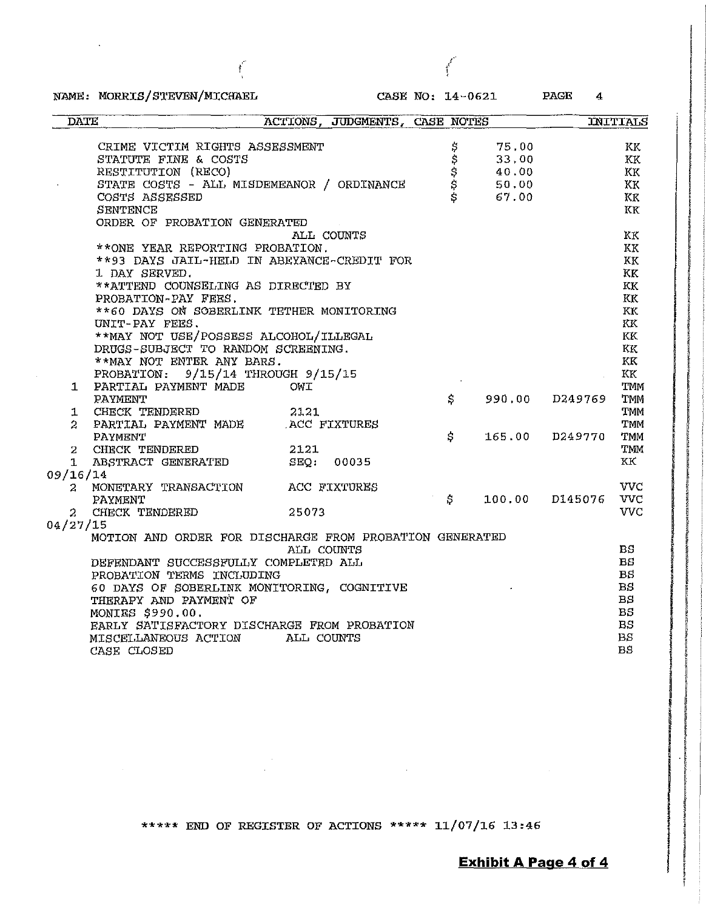NAME: MORRIS/STEVEN/MICHAEL CASE NO: 14-0621 PAGE 4

| DATE | ACTIONS, JUDGMENTS, CASE NOTES | | | | | INITIALS |
|---|---|---|---|---|---|---|
| | CRIME VICTIM RIGHTS ASSESSMENT | | $ | 75.00 | | KK |
| | STATUTE FINE & COSTS | | $ | 33.00 | | KK |
| | RESTITUTION (RECO) | | $ | 40.00 | | KK |
| | STATE COSTS - ALL MISDEMEANOR / ORDINANCE | | $ | 50.00 | | KK |
| | COSTS ASSESSED | | $ | 67.00 | | KK |
| | SENTENCE | | | | | KK |
| | ORDER OF PROBATION GENERATED | ALL COUNTS | | | | KK |
| | **ONE YEAR REPORTING PROBATION. | | | | | KK |
| | **93 DAYS JAIL-HELD IN ABEYANCE-CREDIT FOR | | | | | KK |
| | 1 DAY SERVED. | | | | | KK |
| | **ATTEND COUNSELING AS DIRECTED BY | | | | | KK |
| | PROBATION-PAY FEES. | | | | | KK |
| | **60 DAYS ON SOBERLINK TETHER MONITORING | | | | | KK |
| | UNIT-PAY FEES. | | | | | KK |
| | **MAY NOT USE/POSSESS ALCOHOL/ILLEGAL | | | | | KK |
| | DRUGS-SUBJECT TO RANDOM SCREENING. | | | | | KK |
| | **MAY NOT ENTER ANY BARS. | | | | | KK |
| | PROBATION: 9/15/14 THROUGH 9/15/15 | | | | | KK |
| 1 | PARTIAL PAYMENT MADE | OWI | | | | TMM |
| | PAYMENT | | $ | 990.00 | D249769 | TMM |
| 1 | CHECK TENDERED | 2121 | | | | TMM |
| 2 | PARTIAL PAYMENT MADE | ACC FIXTURES | | | | TMM |
| | PAYMENT | | $ | 165.00 | D249770 | TMM |
| 2 | CHECK TENDERED | 2121 | | | | TMM |
| 1 | ABSTRACT GENERATED | SEQ: 00035 | | | | KK |
| 09/16/14 | | | | | | |
| 2 | MONETARY TRANSACTION | ACC FIXTURES | | | | VVC |
| | PAYMENT | | $ | 100.00 | D145076 | VVC |
| 2 | CHECK TENDERED | 25073 | | | | VVC |
| 04/27/15 | | | | | | |
| | MOTION AND ORDER FOR DISCHARGE FROM PROBATION GENERATED | ALL COUNTS | | | | BS |
| | DEFENDANT SUCCESSFULLY COMPLETED ALL | | | | | BS |
| | PROBATION TERMS INCLUDING | | | | | BS |
| | 60 DAYS OF SOBERLINK MONITORING, COGNITIVE | | | | | BS |
| | THERAPY AND PAYMENT OF | | | | | BS |
| | MONIES $990.00. | | | | | BS |
| | EARLY SATISFACTORY DISCHARGE FROM PROBATION | | | | | BS |
| | MISCELLANEOUS ACTION | ALL COUNTS | | | | BS |
| | CASE CLOSED | | | | | BS |

***** END OF REGISTER OF ACTIONS ***** 11/07/16 13:46

**Exhibit A Page 4 of 4**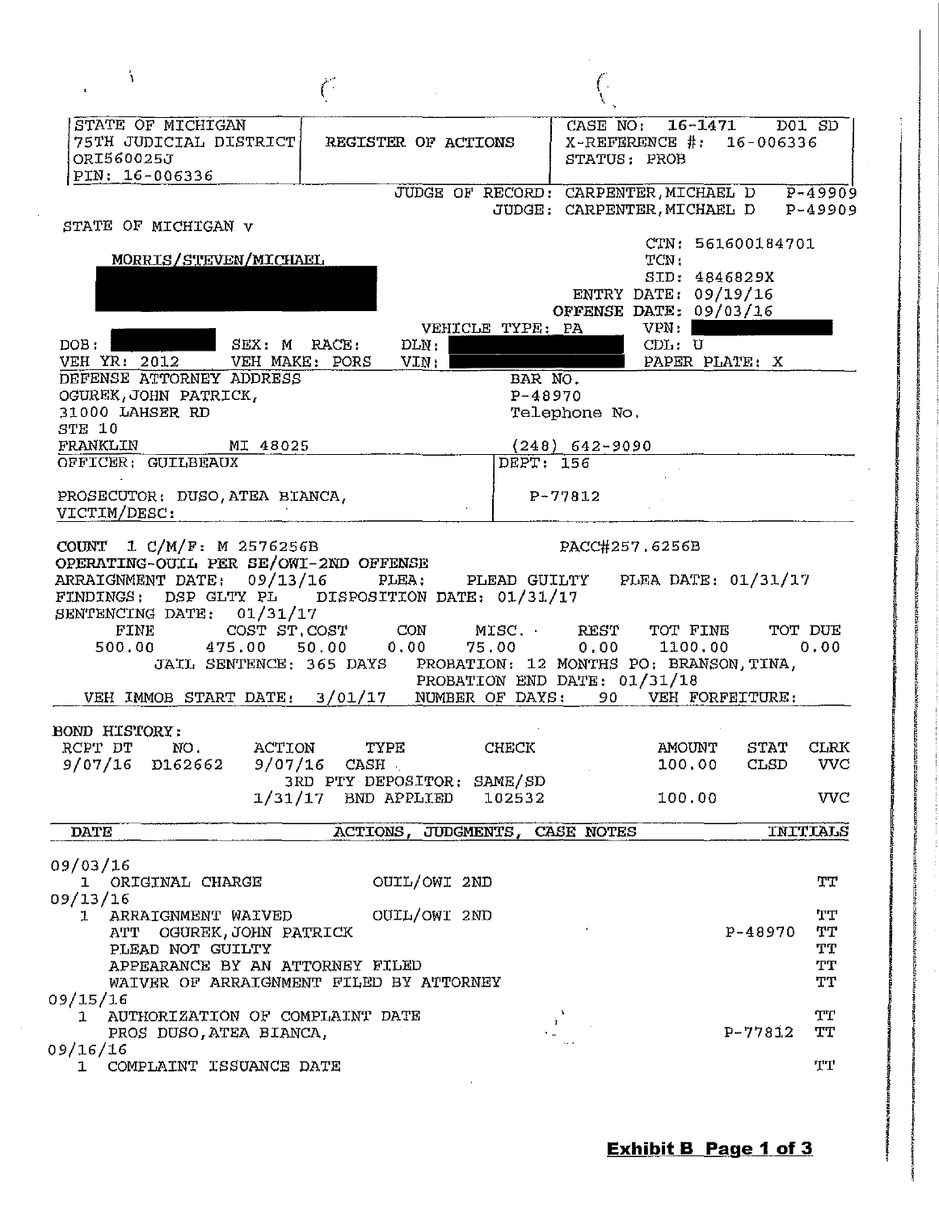| | | |
|---|---|---|
| STATE OF MICHIGAN<br>75TH JUDICIAL DISTRICT<br>ORI560025J<br>PIN: 16-006336 | REGISTER OF ACTIONS | CASE NO: 16-1471 D01 SD<br>X-REFERENCE #: 16-006336<br>STATUS: PROB |

JUDGE OF RECORD: CARPENTER,MICHAEL D P-49909
JUDGE: CARPENTER,MICHAEL D P-49909

STATE OF MICHIGAN v

MORRIS/STEVEN/MICHAEL

CTN: 561600184701
TCN:
SID: 4846829X
ENTRY DATE: 09/19/16
OFFENSE DATE: 09/03/16
VEHICLE TYPE: PA VPN:
DOB: SEX: M RACE: DLN: CDL: U
VEH YR: 2012 VEH MAKE: PORS VIN: PAPER PLATE: X

| DEFENSE ATTORNEY ADDRESS | BAR NO. |
|---|---|
| OGUREK,JOHN PATRICK,<br>31000 LAHSER RD<br>STE 10<br>FRANKLIN MI 48025 | P-48970<br>Telephone No.<br><br>(248) 642-9090 |
| OFFICER: GUILBEAUX | DEPT: 156 |
| PROSECUTOR: DUSO,ATEA BIANCA,<br>VICTIM/DESC: | P-77812 |

COUNT 1 C/M/F: M 2576256B PACC#257.6256B
OPERATING-OUIL PER SE/OWI-2ND OFFENSE
ARRAIGNMENT DATE: 09/13/16 PLEA: PLEAD GUILTY PLEA DATE: 01/31/17
FINDINGS: DSP GLTY PL DISPOSITION DATE: 01/31/17
SENTENCING DATE: 01/31/17

| FINE | COST | ST.COST | CON | MISC. | REST | TOT FINE | TOT DUE |
|---|---|---|---|---|---|---|---|
| 500.00 | 475.00 | 50.00 | 0.00 | 75.00 | 0.00 | 1100.00 | 0.00 |

JAIL SENTENCE: 365 DAYS PROBATION: 12 MONTHS PO: BRANSON,TINA,
PROBATION END DATE: 01/31/18
VEH IMMOB START DATE: 3/01/17 NUMBER OF DAYS: 90 VEH FORFEITURE:

BOND HISTORY:

| RCPT DT | NO. | ACTION | TYPE | CHECK | AMOUNT | STAT | CLRK |
|---|---|---|---|---|---|---|---|
| 9/07/16 | D162662 | 9/07/16 | CASH | | 100.00 | CLSD | VVC |
| | | 3RD PTY DEPOSITOR: SAME/SD | | | | | |
| | | 1/31/17 | BND APPLIED | 102532 | 100.00 | | VVC |

| DATE | ACTIONS, JUDGMENTS, CASE NOTES | | INITIALS |
|---|---|---|---|
| 09/03/16 | | | |
| | 1 ORIGINAL CHARGE OUIL/OWI 2ND | | TT |
| 09/13/16 | | | |
| | 1 ARRAIGNMENT WAIVED OUIL/OWI 2ND | | TT |
| | ATT OGUREK,JOHN PATRICK | P-48970 | TT |
| | PLEAD NOT GUILTY | | TT |
| | APPEARANCE BY AN ATTORNEY FILED | | TT |
| | WAIVER OF ARRAIGNMENT FILED BY ATTORNEY | | TT |
| 09/15/16 | | | |
| | 1 AUTHORIZATION OF COMPLAINT DATE | | TT |
| | PROS DUSO,ATEA BIANCA, | P-77812 | TT |
| 09/16/16 | | | |
| | 1 COMPLAINT ISSUANCE DATE | | TT |

**Exhibit B Page 1 of 3**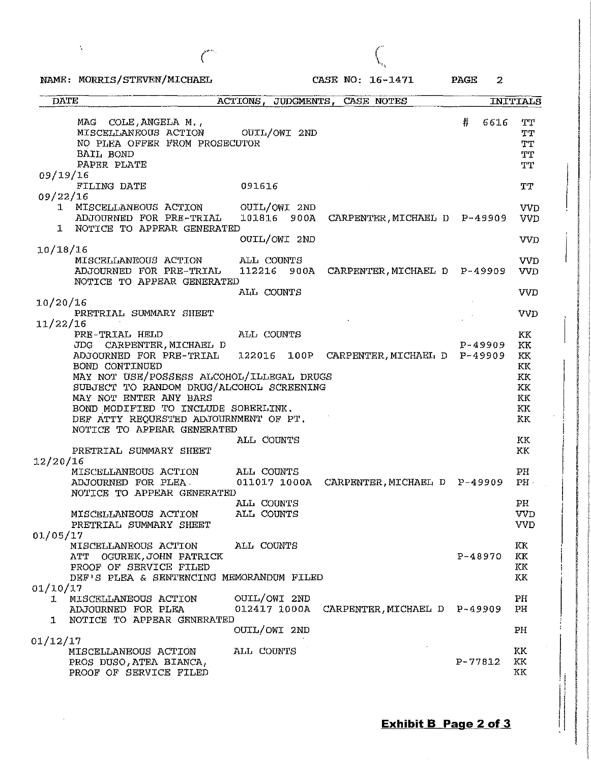NAME: MORRIS/STEVEN/MICHAEL CASE NO: 16-1471 PAGE 2

| DATE | ACTIONS, JUDGMENTS, CASE NOTES | | | | INITIALS |
|---|---|---|---|---|---|
| | MAG COLE,ANGELA M., | | | # 6616 | TT |
| | MISCELLANEOUS ACTION | OUIL/OWI 2ND | | | TT |
| | NO PLEA OFFER FROM PROSECUTOR | | | | TT |
| | BAIL BOND | | | | TT |
| | PAPER PLATE | | | | TT |
| 09/19/16 | | | | | |
| | FILING DATE | 091616 | | | TT |
| 09/22/16 | | | | | |
| | 1 MISCELLANEOUS ACTION | OUIL/OWI 2ND | | | VVD |
| | ADJOURNED FOR PRE-TRIAL | 101816 900A | CARPENTER,MICHAEL D | P-49909 | VVD |
| | 1 NOTICE TO APPEAR GENERATED | | | | |
| | | OUIL/OWI 2ND | | | VVD |
| 10/18/16 | | | | | |
| | MISCELLANEOUS ACTION | ALL COUNTS | | | VVD |
| | ADJOURNED FOR PRE-TRIAL | 112216 900A | CARPENTER,MICHAEL D | P-49909 | VVD |
| | NOTICE TO APPEAR GENERATED | | | | |
| | | ALL COUNTS | | | VVD |
| 10/20/16 | | | | | |
| | PRETRIAL SUMMARY SHEET | | | | VVD |
| 11/22/16 | | | | | |
| | PRE-TRIAL HELD | ALL COUNTS | | | KK |
| | JDG CARPENTER,MICHAEL D | | | P-49909 | KK |
| | ADJOURNED FOR PRE-TRIAL | 122016 100P | CARPENTER,MICHAEL D | P-49909 | KK |
| | BOND CONTINUED | | | | KK |
| | MAY NOT USE/POSSESS ALCOHOL/ILLEGAL DRUGS | | | | KK |
| | SUBJECT TO RANDOM DRUG/ALCOHOL SCREENING | | | | KK |
| | MAY NOT ENTER ANY BARS | | | | KK |
| | BOND MODIFIED TO INCLUDE SOBERLINK. | | | | KK |
| | DEF ATTY REQUESTED ADJOURNMENT OF PT. | | | | KK |
| | NOTICE TO APPEAR GENERATED | | | | |
| | | ALL COUNTS | | | KK |
| | PRETRIAL SUMMARY SHEET | | | | KK |
| 12/20/16 | | | | | |
| | MISCELLANEOUS ACTION | ALL COUNTS | | | PH |
| | ADJOURNED FOR PLEA | 011017 1000A | CARPENTER,MICHAEL D | P-49909 | PH |
| | NOTICE TO APPEAR GENERATED | | | | |
| | | ALL COUNTS | | | PH |
| | MISCELLANEOUS ACTION | ALL COUNTS | | | VVD |
| | PRETRIAL SUMMARY SHEET | | | | VVD |
| 01/05/17 | | | | | |
| | MISCELLANEOUS ACTION | ALL COUNTS | | | KK |
| | ATT OGUREK,JOHN PATRICK | | | P-48970 | KK |
| | PROOF OF SERVICE FILED | | | | KK |
| | DEF'S PLEA & SENTENCING MEMORANDUM FILED | | | | KK |
| 01/10/17 | | | | | |
| | 1 MISCELLANEOUS ACTION | OUIL/OWI 2ND | | | PH |
| | ADJOURNED FOR PLEA | 012417 1000A | CARPENTER,MICHAEL D | P-49909 | PH |
| | 1 NOTICE TO APPEAR GENERATED | | | | |
| | | OUIL/OWI 2ND | | | PH |
| 01/12/17 | | | | | |
| | MISCELLANEOUS ACTION | ALL COUNTS | | | KK |
| | PROS DUSO,ATEA BIANCA, | | | P-77812 | KK |
| | PROOF OF SERVICE FILED | | | | KK |

**Exhibit B Page 2 of 3**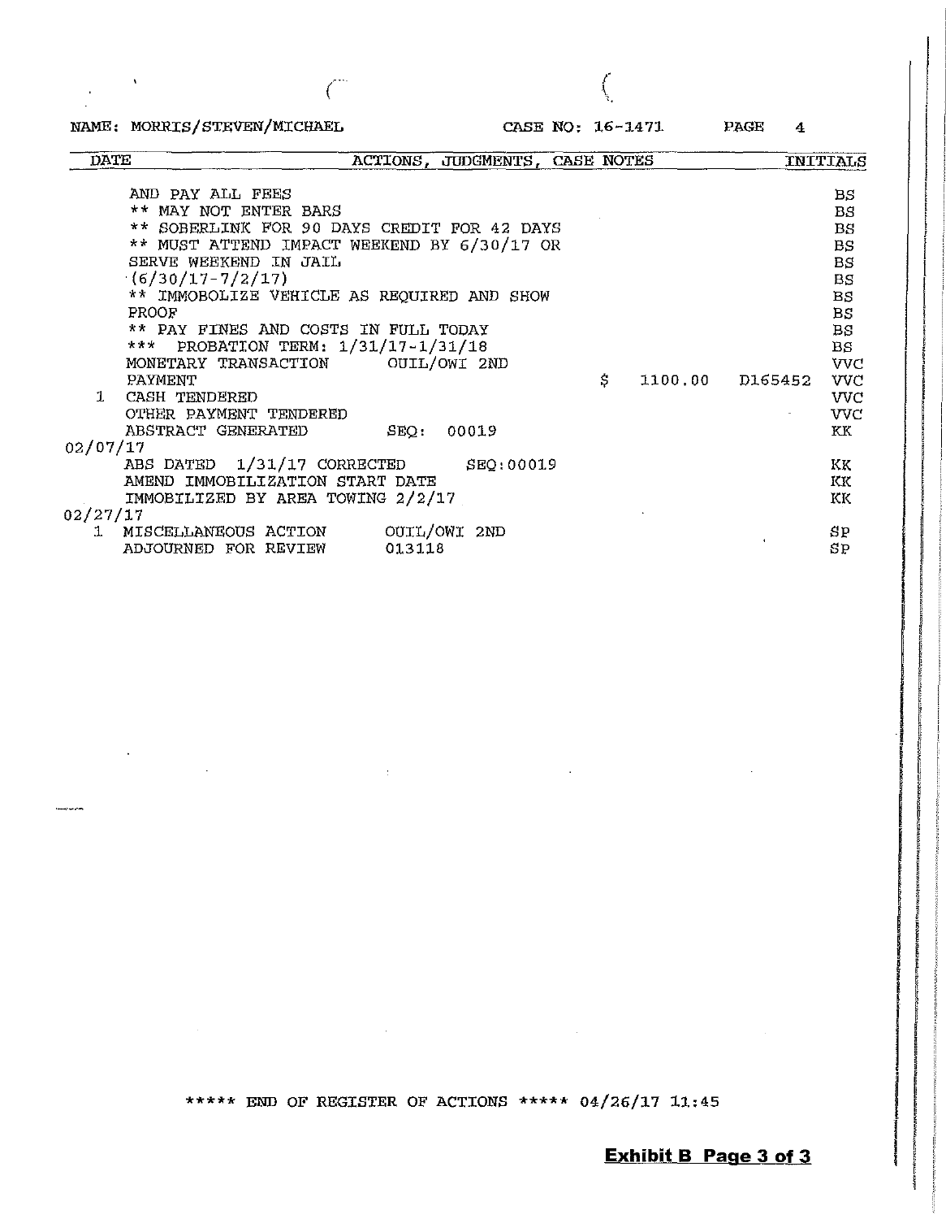NAME: MORRIS/STEVEN/MICHAEL CASE NO: 16-1471 PAGE 4

| DATE | ACTIONS, JUDGMENTS, CASE NOTES | | | | INITIALS |
|---|---|---|---|---|---|
| | AND PAY ALL FEES | | | | BS |
| | ** MAY NOT ENTER BARS | | | | BS |
| | ** SOBERLINK FOR 90 DAYS CREDIT FOR 42 DAYS | | | | BS |
| | ** MUST ATTEND IMPACT WEEKEND BY 6/30/17 OR | | | | BS |
| | SERVE WEEKEND IN JAIL | | | | BS |
| | (6/30/17-7/2/17) | | | | BS |
| | ** IMMOBOLIZE VEHICLE AS REQUIRED AND SHOW | | | | BS |
| | PROOF | | | | BS |
| | ** PAY FINES AND COSTS IN FULL TODAY | | | | BS |
| | *** PROBATION TERM: 1/31/17-1/31/18 | | | | BS |
| | MONETARY TRANSACTION OUIL/OWI 2ND | | | | VVC |
| | PAYMENT | $ | 1100.00 | D165452 | VVC |
| | 1 CASH TENDERED | | | | VVC |
| | OTHER PAYMENT TENDERED | | | | VVC |
| | ABSTRACT GENERATED SEQ: 00019 | | | | KK |
| 02/07/17 | | | | | |
| | ABS DATED 1/31/17 CORRECTED SEQ:00019 | | | | KK |
| | AMEND IMMOBILIZATION START DATE | | | | KK |
| | IMMOBILIZED BY AREA TOWING 2/2/17 | | | | KK |
| 02/27/17 | | | | | |
| | 1 MISCELLANEOUS ACTION OUIL/OWI 2ND | | | | SP |
| | ADJOURNED FOR REVIEW 013118 | | | | SP |

***** END OF REGISTER OF ACTIONS ***** 04/26/17 11:45

**Exhibit B Page 3 of 3**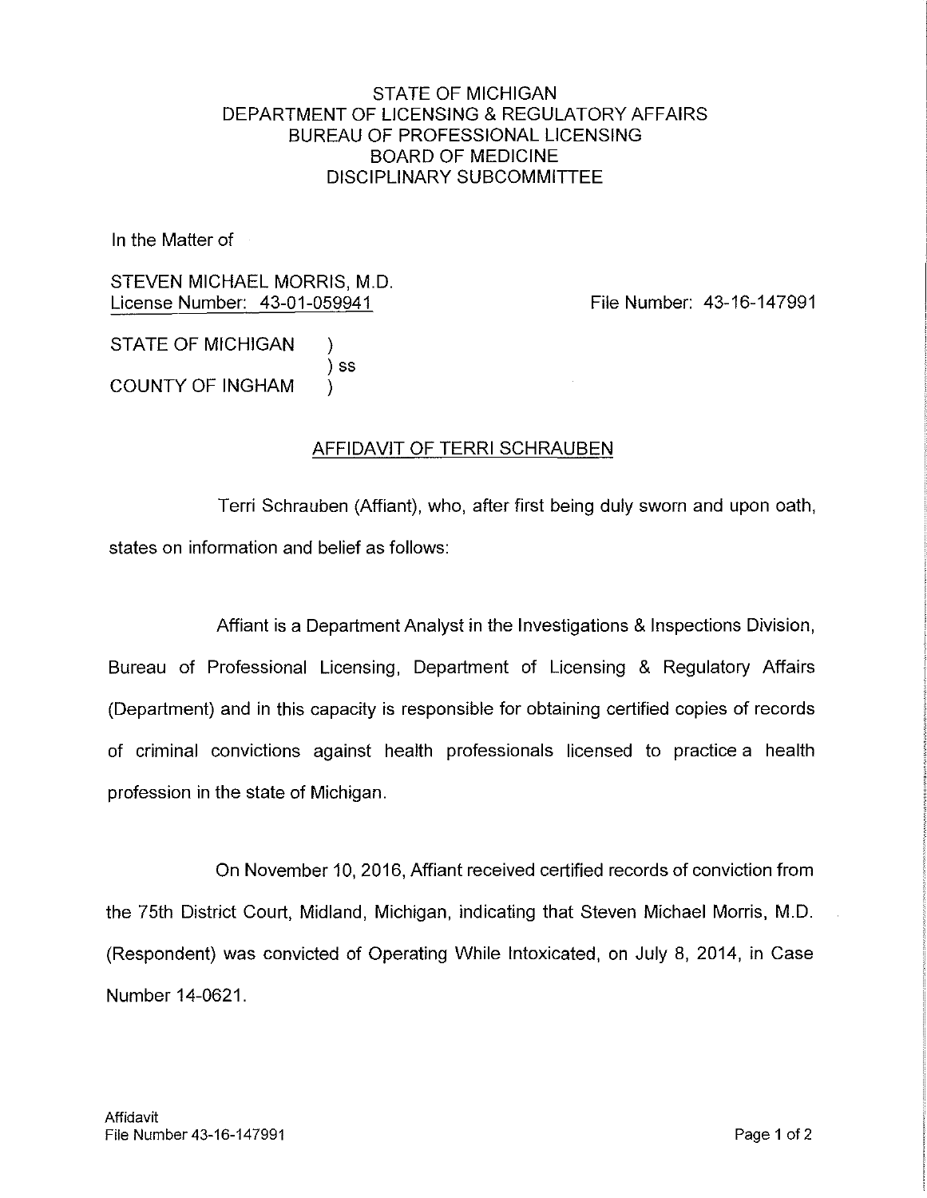STATE OF MICHIGAN
DEPARTMENT OF LICENSING & REGULATORY AFFAIRS
BUREAU OF PROFESSIONAL LICENSING
BOARD OF MEDICINE
DISCIPLINARY SUBCOMMITTEE

In the Matter of

STEVEN MICHAEL MORRIS, M.D.
License Number: 43-01-059941

File Number: 43-16-147991

STATE OF MICHIGAN )
) ss
COUNTY OF INGHAM )

## AFFIDAVIT OF TERRI SCHRAUBEN

Terri Schrauben (Affiant), who, after first being duly sworn and upon oath, states on information and belief as follows:

Affiant is a Department Analyst in the Investigations & Inspections Division, Bureau of Professional Licensing, Department of Licensing & Regulatory Affairs (Department) and in this capacity is responsible for obtaining certified copies of records of criminal convictions against health professionals licensed to practice a health profession in the state of Michigan.

On November 10, 2016, Affiant received certified records of conviction from the 75th District Court, Midland, Michigan, indicating that Steven Michael Morris, M.D. (Respondent) was convicted of Operating While Intoxicated, on July 8, 2014, in Case Number 14-0621.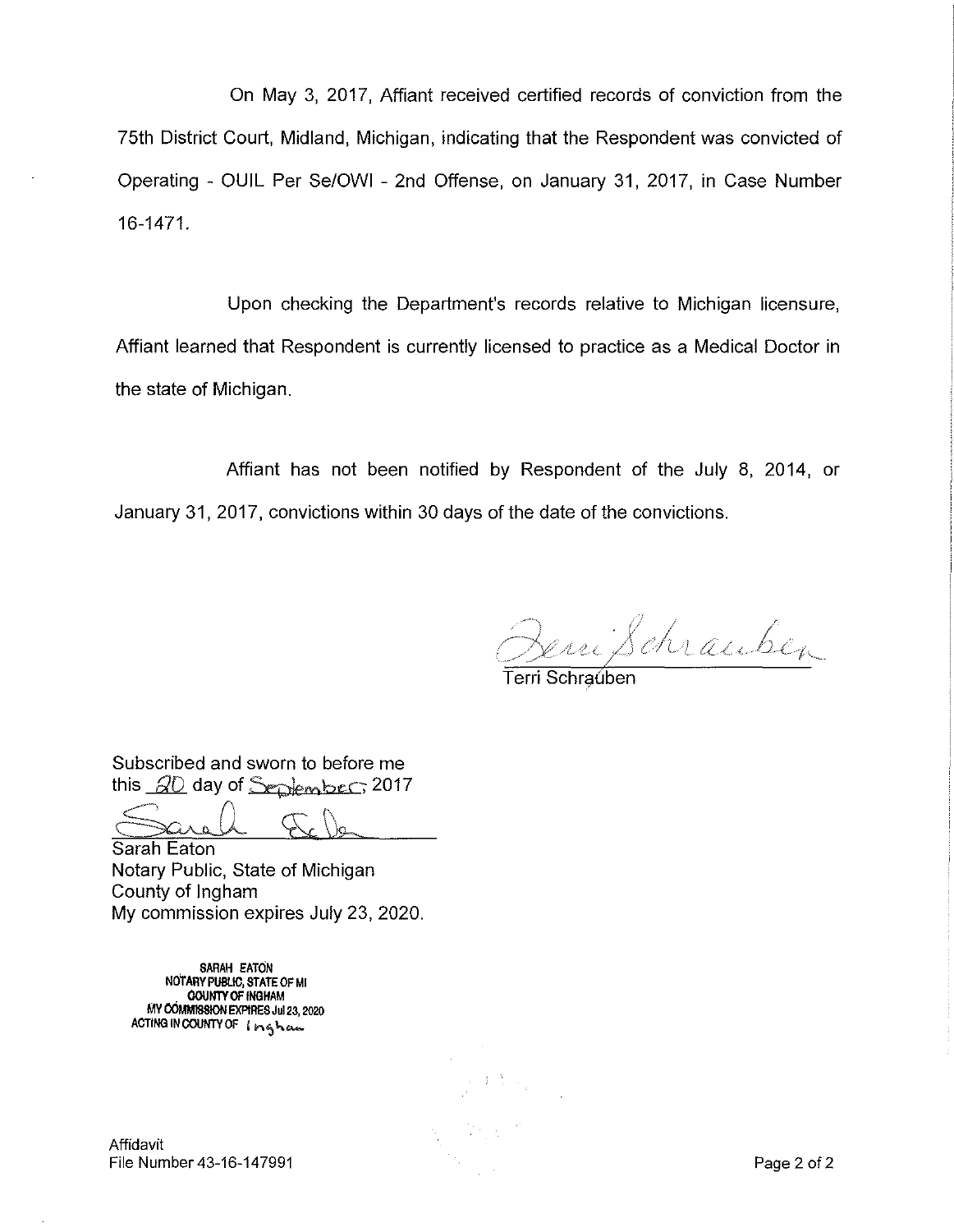On May 3, 2017, Affiant received certified records of conviction from the 75th District Court, Midland, Michigan, indicating that the Respondent was convicted of Operating - OUIL Per Se/OWI - 2nd Offense, on January 31, 2017, in Case Number 16-1471.

Upon checking the Department's records relative to Michigan licensure, Affiant learned that Respondent is currently licensed to practice as a Medical Doctor in the state of Michigan.

Affiant has not been notified by Respondent of the July 8, 2014, or January 31, 2017, convictions within 30 days of the date of the convictions.

Terri Schrauben

Terri Schrauben

Subscribed and sworn to before me
this 20 day of September 2017

Sarah Eaton

Sarah Eaton
Notary Public, State of Michigan
County of Ingham
My commission expires July 23, 2020.

SARAH EATON
NOTARY PUBLIC, STATE OF MI
COUNTY OF INGHAM
MY COMMISSION EXPIRES Jul 23, 2020
ACTING IN COUNTY OF Ingham

Affidavit
File Number 43-16-147991